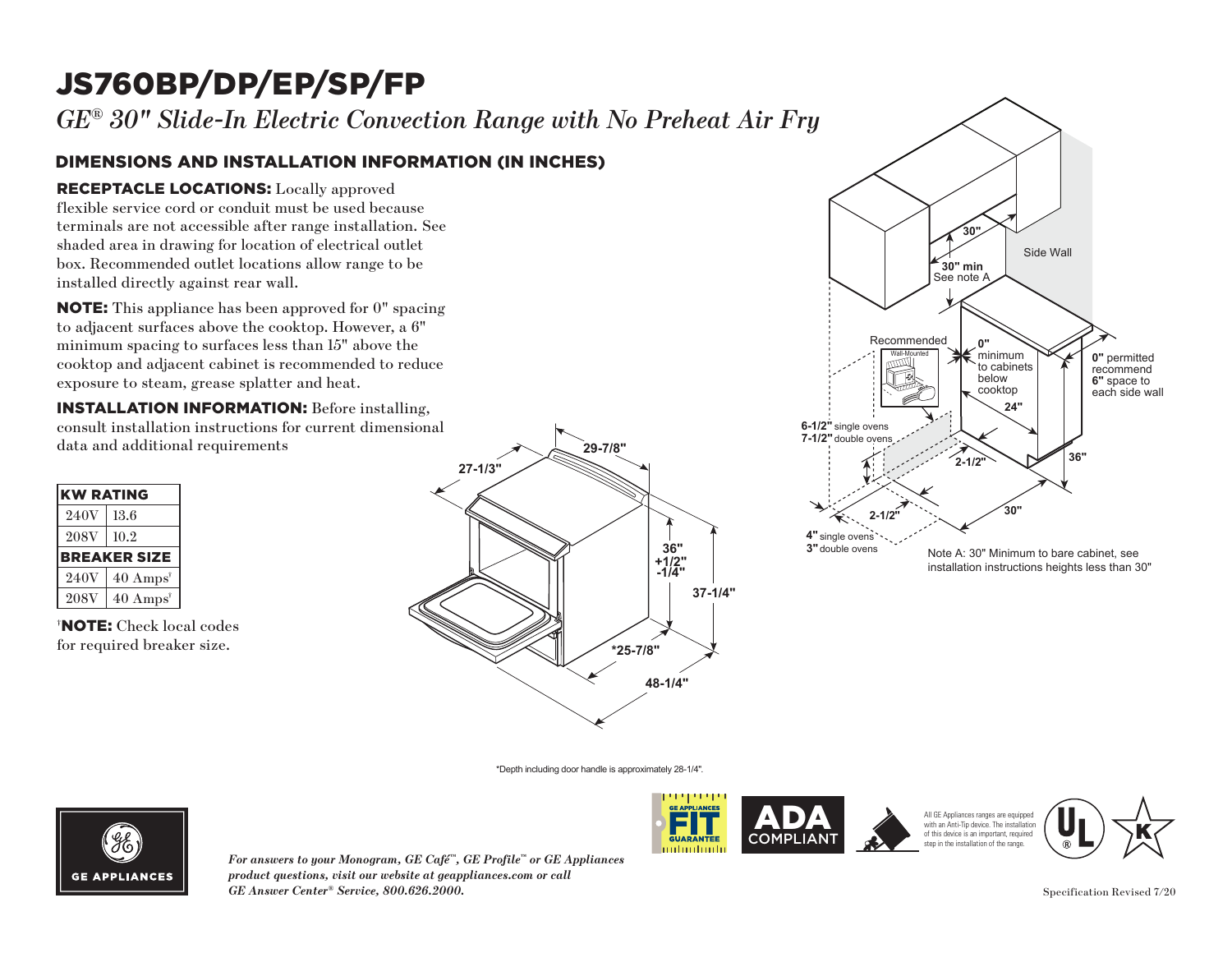# JS760BP/DP/EP/SP/FP

*GE® 30" Slide-In Electric Convection Range with No Preheat Air Fry*

## DIMENSIONS AND INSTALLATION INFORMATION (IN INCHES)

**RECEPTACLE LOCATIONS:** Locally approved flexible service cord or conduit must be used because terminals are not accessible after range installation. See shaded area in drawing for location of electrical outlet box. Recommended outlet locations allow range to be installed directly against rear wall.

**NOTE:** This appliance has been approved for 0" spacing to adjacent surfaces above the cooktop. However, a 6" minimum spacing to surfaces less than 15" above the cooktop and adjacent cabinet is recommended to reduce exposure to steam, grease splatter and heat.

**INSTALLATION INFORMATION:** Before installing, consult installation instructions for current dimensional data and additional requirements

| KW RATING | |
|---|---|
| 240V | 13.6 |
| 208V | 10.2 |
| **BREAKER SIZE** | |
| 240V | 40 Amps† |
| 208V | 40 Amps† |

†**NOTE:** Check local codes for required breaker size.

29-7/8"
27-1/3"
36" +1/2" -1/4"
37-1/4"
*25-7/8"
48-1/4"

30"
30" min
See note A
Side Wall
Recommended
Wall-Mounted
0" minimum to cabinets below cooktop
0" permitted recommend 6" space to each side wall
24"
6-1/2" single ovens
7-1/2" double ovens
2-1/2"
36"
2-1/2"
30"
4" single ovens
3" double ovens

Note A: 30" Minimum to bare cabinet, see installation instructions heights less than 30"

*Depth including door handle is approximately 28-1/4".

GE APPLIANCES

GE APPLIANCES FIT GUARANTEE

ADA COMPLIANT

All GE Appliances ranges are equipped with an Anti-Tip device. The installation of this device is an important, required step in the installation of the range.

*For answers to your Monogram, GE Café™, GE Profile™ or GE Appliances product questions, visit our website at geappliances.com or call GE Answer Center® Service, 800.626.2000.*

Specification Revised 7/20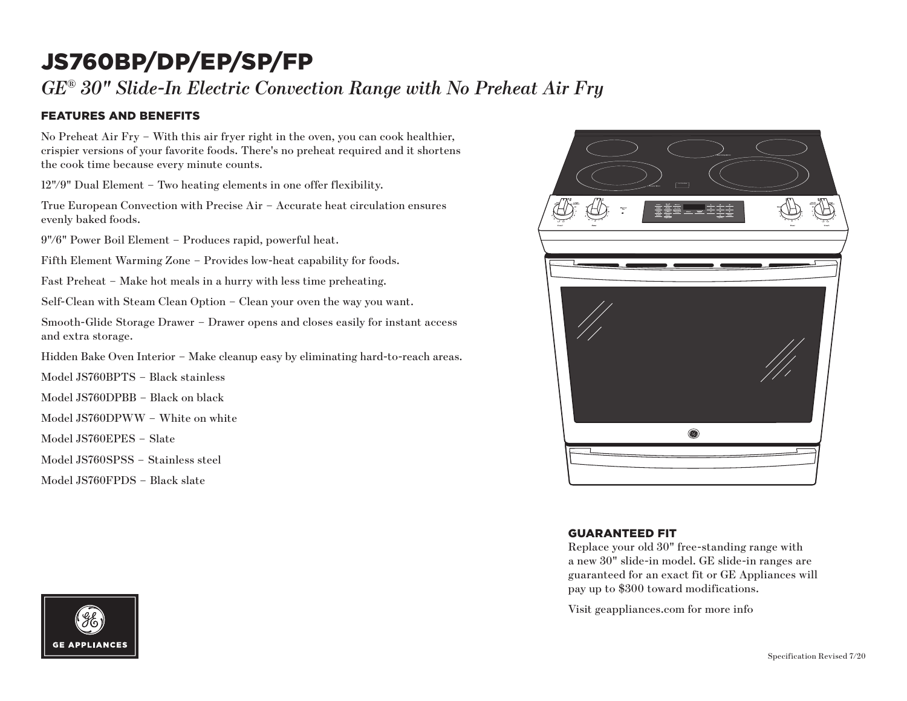# JS760BP/DP/EP/SP/FP

*GE® 30" Slide-In Electric Convection Range with No Preheat Air Fry*

## FEATURES AND BENEFITS

No Preheat Air Fry – With this air fryer right in the oven, you can cook healthier, crispier versions of your favorite foods. There's no preheat required and it shortens the cook time because every minute counts.

12"/9" Dual Element – Two heating elements in one offer flexibility.

True European Convection with Precise Air – Accurate heat circulation ensures evenly baked foods.

9"/6" Power Boil Element – Produces rapid, powerful heat.

Fifth Element Warming Zone – Provides low-heat capability for foods.

Fast Preheat – Make hot meals in a hurry with less time preheating.

Self-Clean with Steam Clean Option – Clean your oven the way you want.

Smooth-Glide Storage Drawer – Drawer opens and closes easily for instant access and extra storage.

Hidden Bake Oven Interior – Make cleanup easy by eliminating hard-to-reach areas.

Model JS760BPTS – Black stainless

Model JS760DPBB – Black on black

Model JS760DPWW – White on white

Model JS760EPES – Slate

Model JS760SPSS – Stainless steel

Model JS760FPDS – Black slate

## GUARANTEED FIT

Replace your old 30" free-standing range with a new 30" slide-in model. GE slide-in ranges are guaranteed for an exact fit or GE Appliances will pay up to $300 toward modifications.

Visit geappliances.com for more info

GE APPLIANCES

Specification Revised 7/20